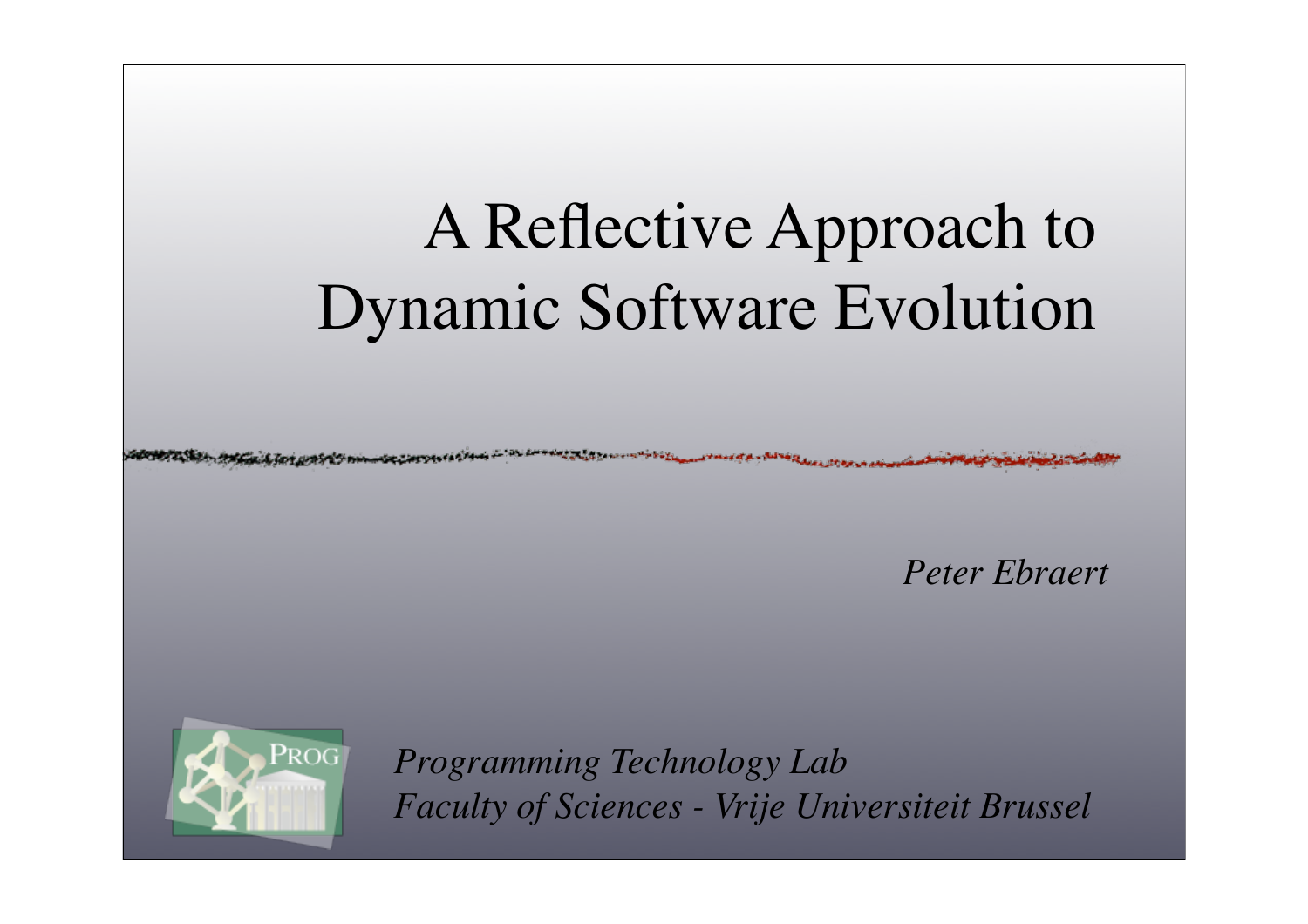# A Reflective Approach to Dynamic Software Evolution

*Peter Ebraert*

*Programming Technology Lab*
*Faculty of Sciences - Vrije Universiteit Brussel*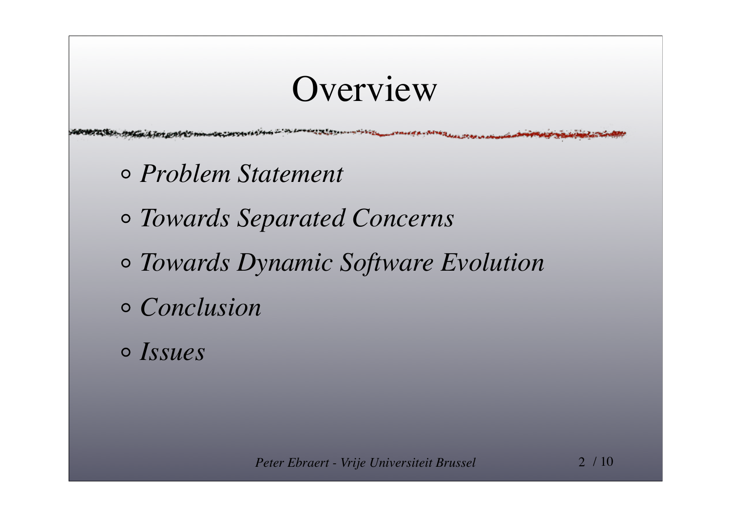# Overview

- *Problem Statement*
- *Towards Separated Concerns*
- *Towards Dynamic Software Evolution*
- *Conclusion*
- *Issues*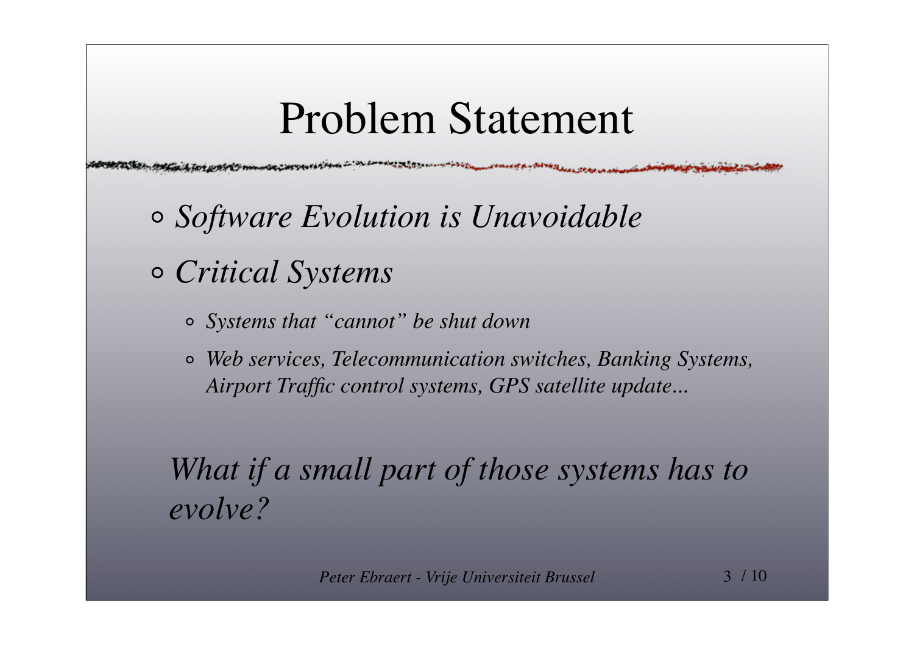# Problem Statement

- *Software Evolution is Unavoidable*
- *Critical Systems*
  - *Systems that "cannot" be shut down*
  - *Web services, Telecommunication switches, Banking Systems, Airport Traffic control systems, GPS satellite update...*

*What if a small part of those systems has to evolve?*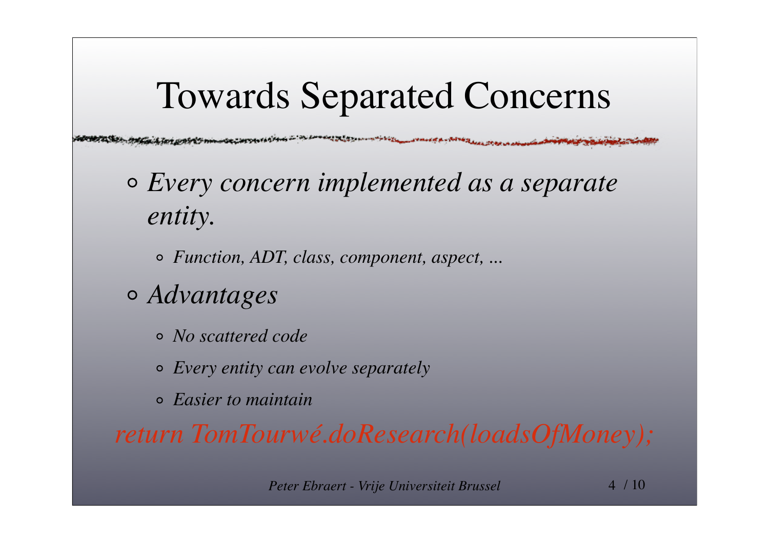# Towards Separated Concerns

- *Every concern implemented as a separate entity.*
  - *Function, ADT, class, component, aspect, ...*
- *Advantages*
  - *No scattered code*
  - *Every entity can evolve separately*
  - *Easier to maintain*

*return TomTourwé.doResearch(loadsOfMoney);*

*Peter Ebraert - Vrije Universiteit Brussel*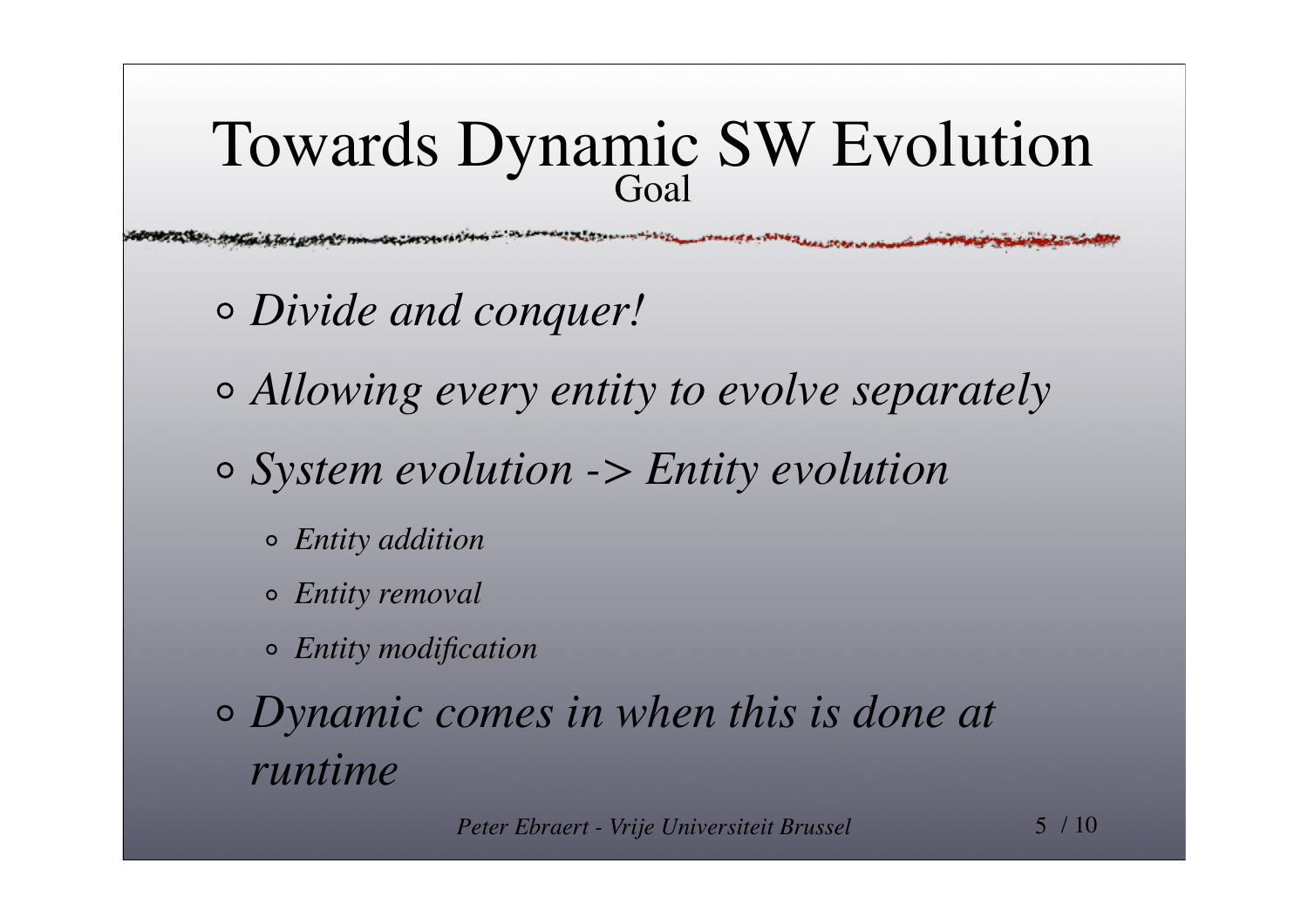# Towards Dynamic SW Evolution

## Goal

- *Divide and conquer!*
- *Allowing every entity to evolve separately*
- *System evolution -> Entity evolution*
  - *Entity addition*
  - *Entity removal*
  - *Entity modification*
- *Dynamic comes in when this is done at runtime*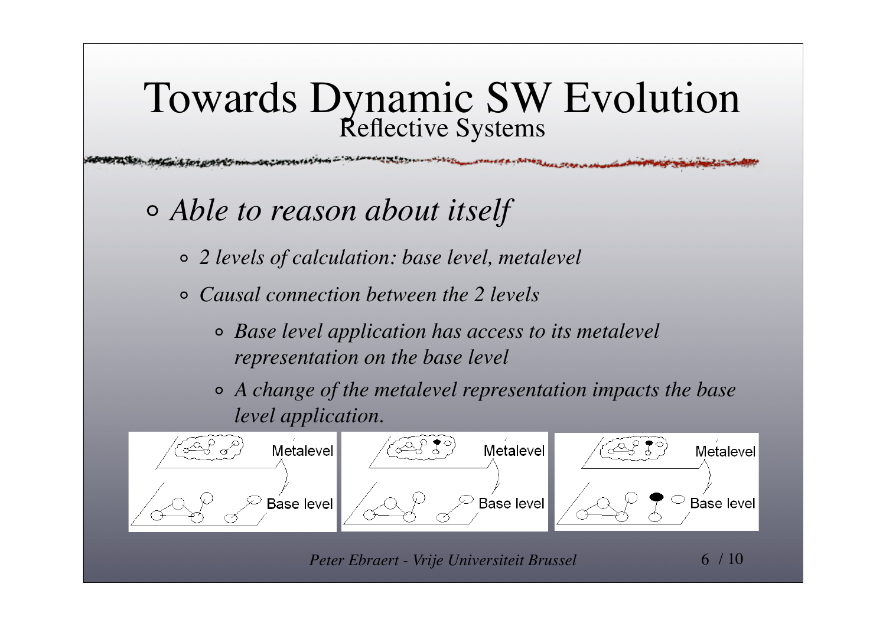# Towards Dynamic SW Evolution

## Reflective Systems

- *Able to reason about itself*
  - *2 levels of calculation: base level, metalevel*
  - *Causal connection between the 2 levels*
    - *Base level application has access to its metalevel representation on the base level*
    - *A change of the metalevel representation impacts the base level application.*

Metalevel | Base level

Metalevel | Base level

Metalevel | Base level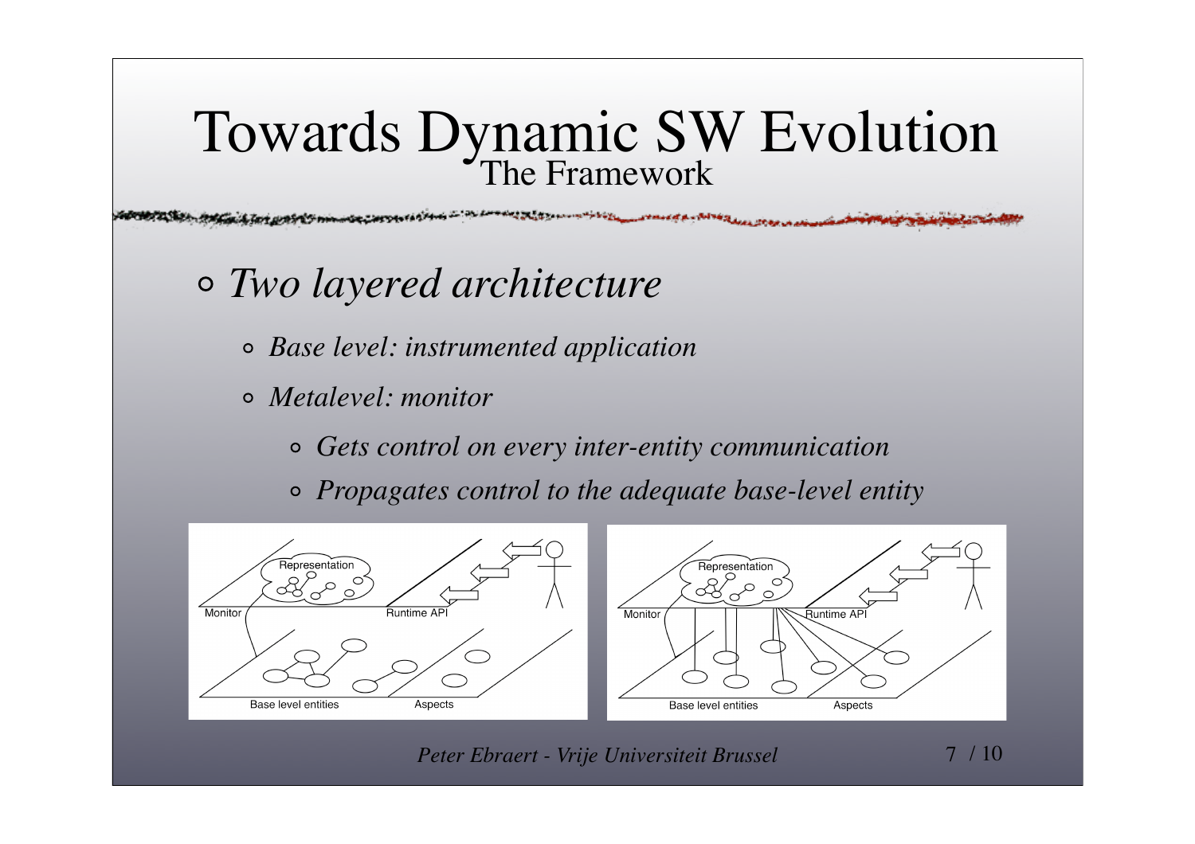# Towards Dynamic SW Evolution

## The Framework

- *Two layered architecture*
  - *Base level: instrumented application*
  - *Metalevel: monitor*
    - *Gets control on every inter-entity communication*
    - *Propagates control to the adequate base-level entity*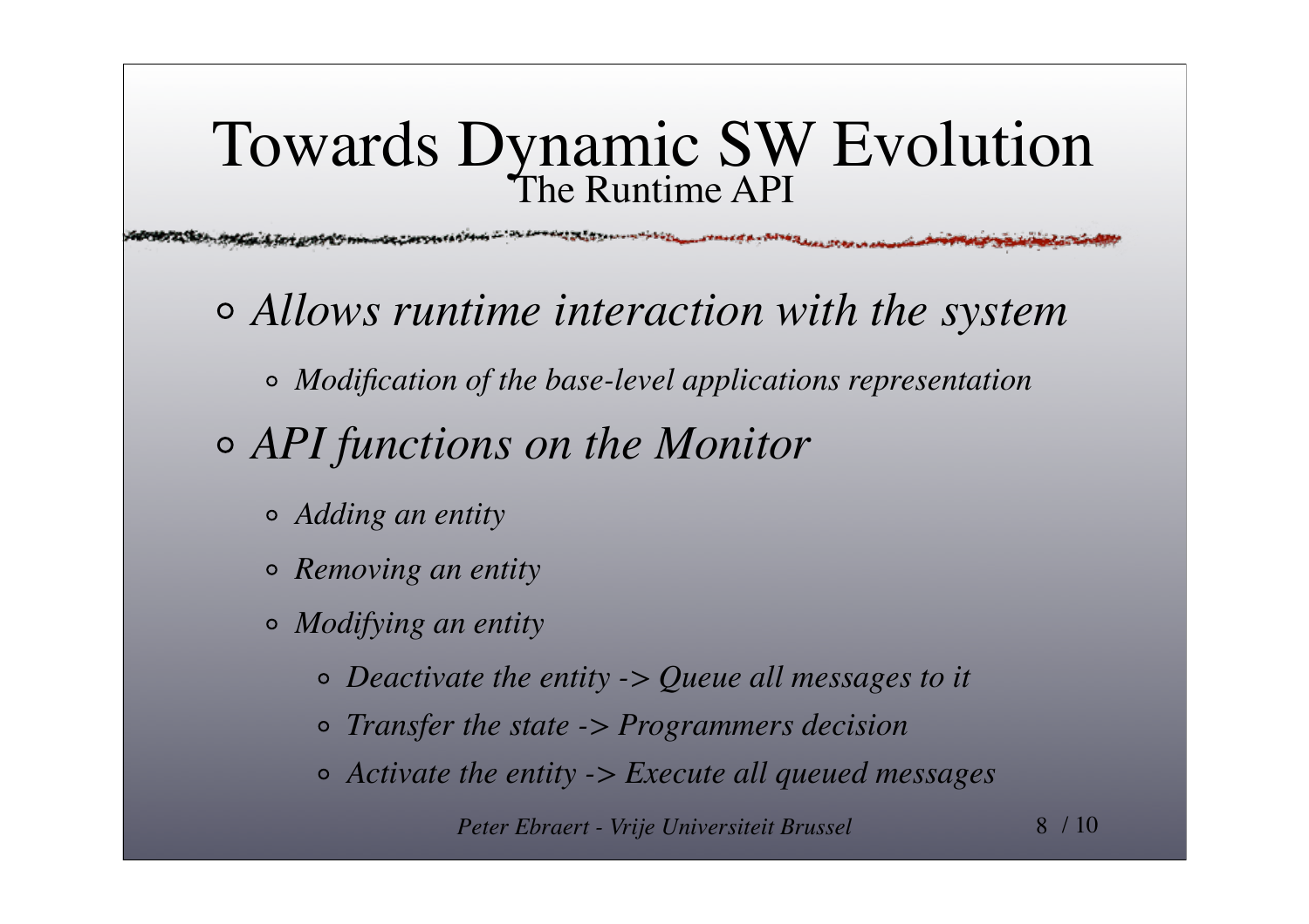# Towards Dynamic SW Evolution

## The Runtime API

- *Allows runtime interaction with the system*
  - *Modification of the base-level applications representation*
- *API functions on the Monitor*
  - *Adding an entity*
  - *Removing an entity*
  - *Modifying an entity*
    - *Deactivate the entity -> Queue all messages to it*
    - *Transfer the state -> Programmers decision*
    - *Activate the entity -> Execute all queued messages*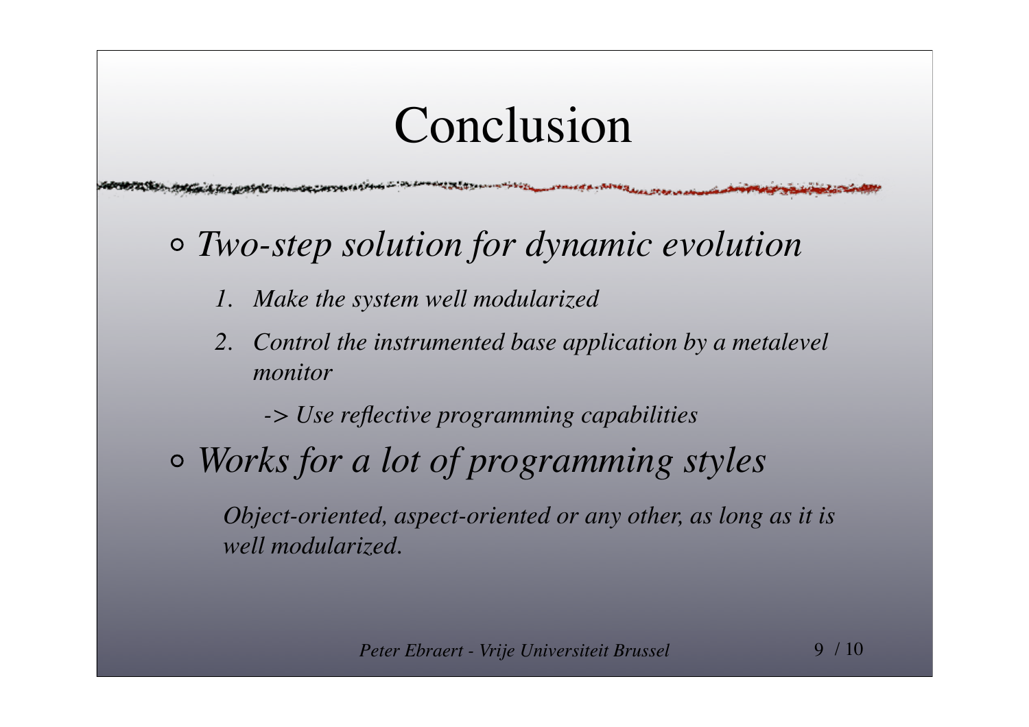# Conclusion

- *Two-step solution for dynamic evolution*

  1. *Make the system well modularized*
  2. *Control the instrumented base application by a metalevel monitor*

     *-> Use reflective programming capabilities*

- *Works for a lot of programming styles*

  *Object-oriented, aspect-oriented or any other, as long as it is well modularized.*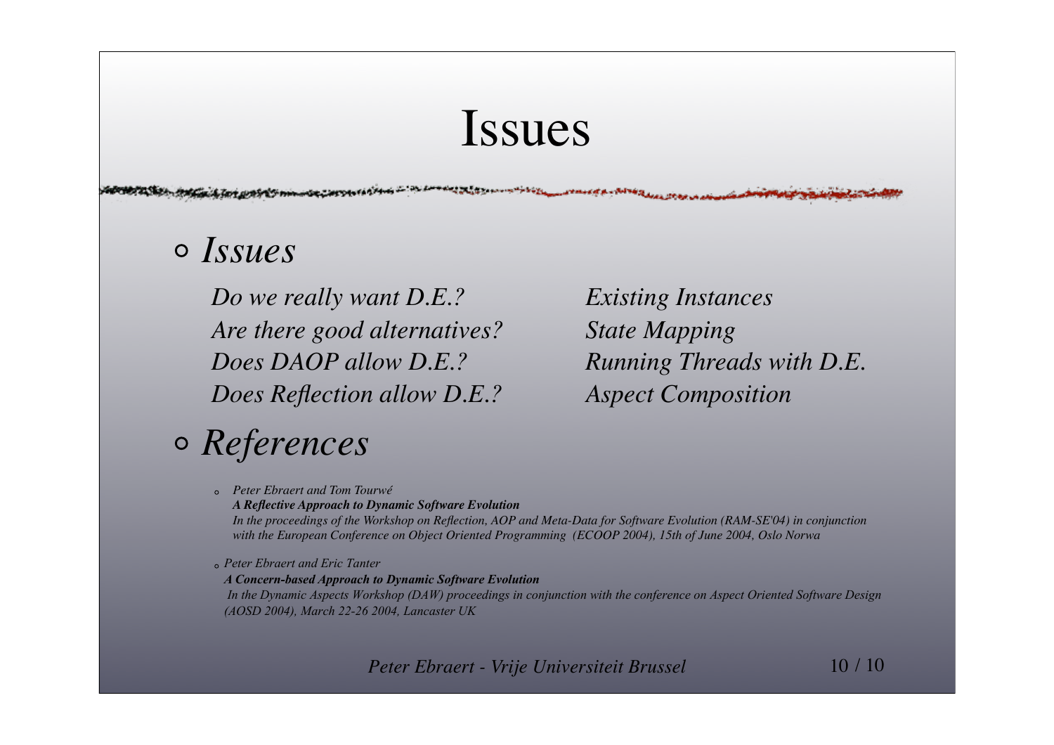# Issues

- *Issues*

  *Do we really want D.E.?*
  *Are there good alternatives?*
  *Does DAOP allow D.E.?*
  *Does Reflection allow D.E.?*
  *Existing Instances*
  *State Mapping*
  *Running Threads with D.E.*
  *Aspect Composition*

- *References*

  - *Peter Ebraert and Tom Tourwé*
    ***A Reflective Approach to Dynamic Software Evolution***
    *In the proceedings of the Workshop on Reflection, AOP and Meta-Data for Software Evolution (RAM-SE'04) in conjunction with the European Conference on Object Oriented Programming (ECOOP 2004), 15th of June 2004, Oslo Norwa*

  - *Peter Ebraert and Eric Tanter*
    ***A Concern-based Approach to Dynamic Software Evolution***
    *In the Dynamic Aspects Workshop (DAW) proceedings in conjunction with the conference on Aspect Oriented Software Design (AOSD 2004), March 22-26 2004, Lancaster UK*

*Peter Ebraert - Vrije Universiteit Brussel*